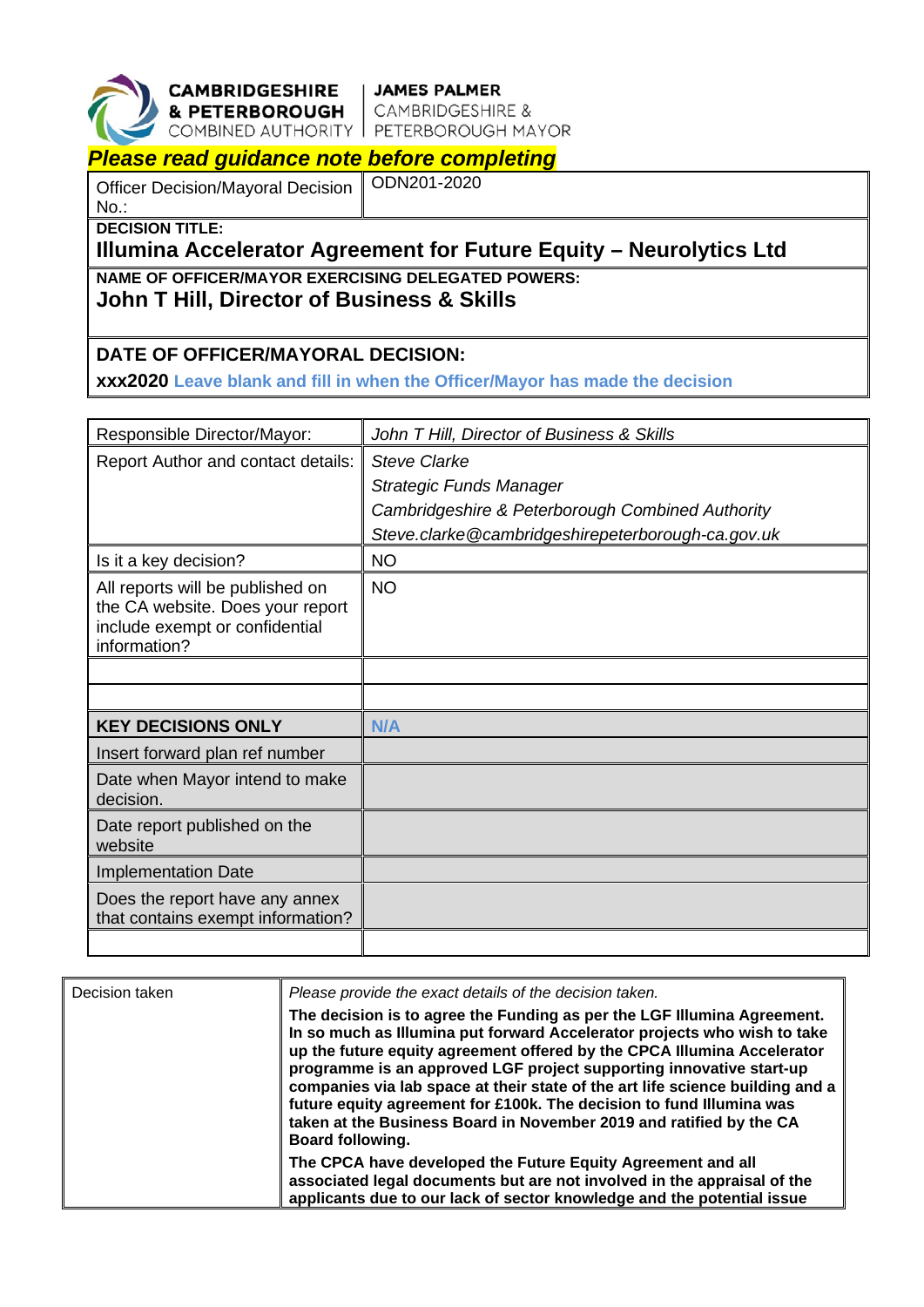**CAMBRIDGESHIRE & PETERBOROUGH** COMBINED AUTHORITY | **JAMES PALMER** CAMBRIDGESHIRE & PETERBOROUGH MAYOR

***Please read guidance note before completing***

| Officer Decision/Mayoral Decision No.: | ODN201-2020 |
|---|---|

**DECISION TITLE:**

**Illumina Accelerator Agreement for Future Equity – Neurolytics Ltd**

**NAME OF OFFICER/MAYOR EXERCISING DELEGATED POWERS:**

**John T Hill, Director of Business & Skills**

**DATE OF OFFICER/MAYORAL DECISION:**

**xxx2020** **Leave blank and fill in when the Officer/Mayor has made the decision**

| Responsible Director/Mayor: | *John T Hill, Director of Business & Skills* |
|---|---|
| Report Author and contact details: | *Steve Clarke*<br>*Strategic Funds Manager*<br>*Cambridgeshire & Peterborough Combined Authority*<br>*Steve.clarke@cambridgeshirepeterborough-ca.gov.uk* |
| Is it a key decision? | NO |
| All reports will be published on the CA website. Does your report include exempt or confidential information? | NO |
| | |
| | |
| **KEY DECISIONS ONLY** | **N/A** |
| Insert forward plan ref number | |
| Date when Mayor intend to make decision. | |
| Date report published on the website | |
| Implementation Date | |
| Does the report have any annex that contains exempt information? | |
| | |

| Decision taken | *Please provide the exact details of the decision taken.*<br>**The decision is to agree the Funding as per the LGF Illumina Agreement. In so much as Illumina put forward Accelerator projects who wish to take up the future equity agreement offered by the CPCA Illumina Accelerator programme is an approved LGF project supporting innovative start-up companies via lab space at their state of the art life science building and a future equity agreement for £100k. The decision to fund Illumina was taken at the Business Board in November 2019 and ratified by the CA Board following.**<br>**The CPCA have developed the Future Equity Agreement and all associated legal documents but are not involved in the appraisal of the applicants due to our lack of sector knowledge and the potential issue** |
|---|---|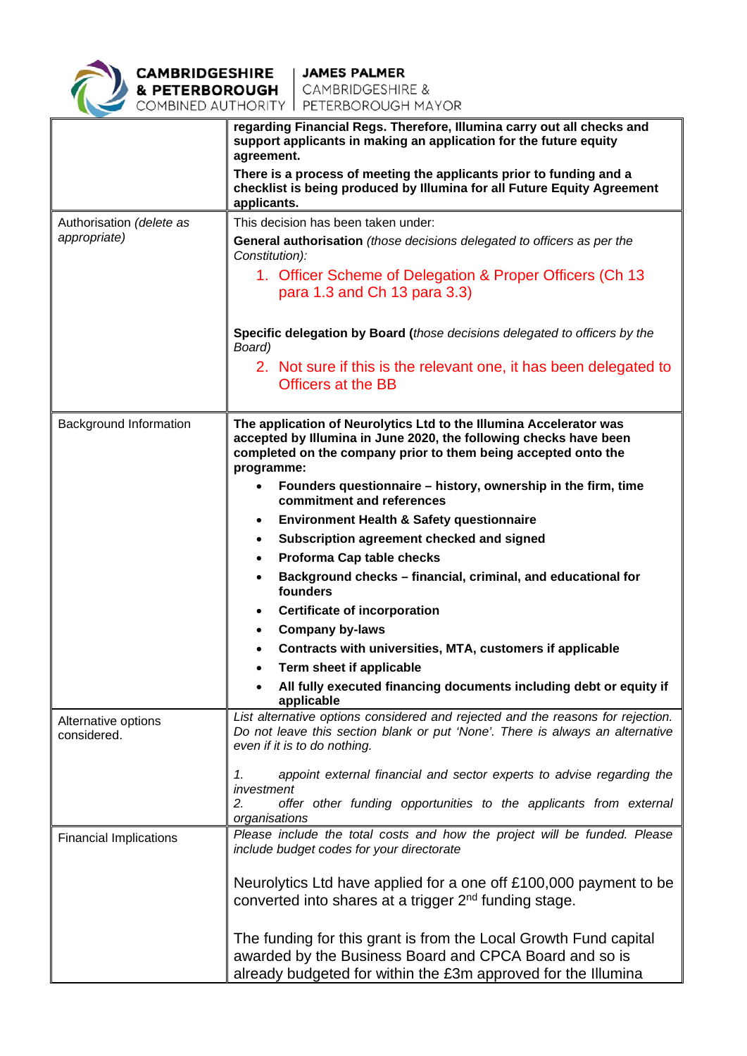| | |
|---|---|
| | **regarding Financial Regs. Therefore, Illumina carry out all checks and support applicants in making an application for the future equity agreement.**<br><br>**There is a process of meeting the applicants prior to funding and a checklist is being produced by Illumina for all Future Equity Agreement applicants.** |
| Authorisation *(delete as appropriate)* | This decision has been taken under:<br><br>**General authorisation** *(those decisions delegated to officers as per the Constitution):*<br><br>1. Officer Scheme of Delegation & Proper Officers (Ch 13 para 1.3 and Ch 13 para 3.3)<br><br>**Specific delegation by Board (***those decisions delegated to officers by the Board)*<br><br>2. Not sure if this is the relevant one, it has been delegated to Officers at the BB |
| Background Information | **The application of Neurolytics Ltd to the Illumina Accelerator was accepted by Illumina in June 2020, the following checks have been completed on the company prior to them being accepted onto the programme:**<br><br>• **Founders questionnaire – history, ownership in the firm, time commitment and references**<br>• **Environment Health & Safety questionnaire**<br>• **Subscription agreement checked and signed**<br>• **Proforma Cap table checks**<br>• **Background checks – financial, criminal, and educational for founders**<br>• **Certificate of incorporation**<br>• **Company by-laws**<br>• **Contracts with universities, MTA, customers if applicable**<br>• **Term sheet if applicable**<br>• **All fully executed financing documents including debt or equity if applicable** |
| Alternative options considered. | *List alternative options considered and rejected and the reasons for rejection. Do not leave this section blank or put 'None'. There is always an alternative even if it is to do nothing.*<br><br>*1. appoint external financial and sector experts to advise regarding the investment*<br>*2. offer other funding opportunities to the applicants from external organisations* |
| Financial Implications | *Please include the total costs and how the project will be funded. Please include budget codes for your directorate*<br><br>Neurolytics Ltd have applied for a one off £100,000 payment to be converted into shares at a trigger 2nd funding stage.<br><br>The funding for this grant is from the Local Growth Fund capital awarded by the Business Board and CPCA Board and so is already budgeted for within the £3m approved for the Illumina |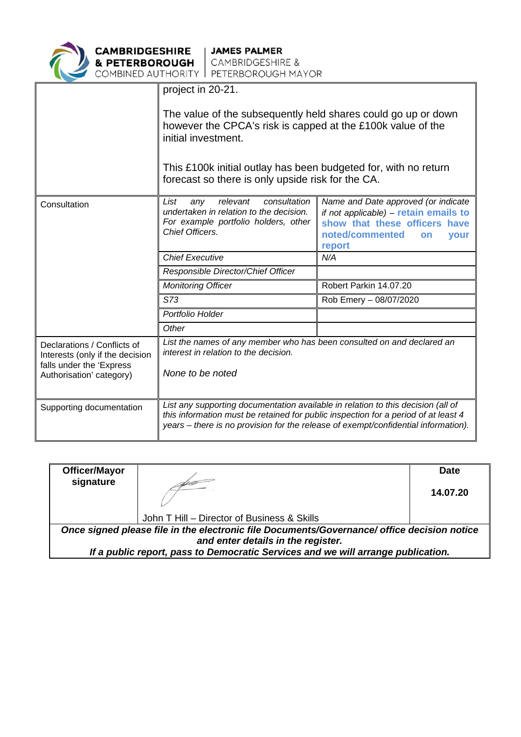| | | |
|---|---|---|
| | project in 20-21.<br><br>The value of the subsequently held shares could go up or down however the CPCA's risk is capped at the £100k value of the initial investment.<br><br>This £100k initial outlay has been budgeted for, with no return forecast so there is only upside risk for the CA. | |
| Consultation | *List any relevant consultation undertaken in relation to the decision. For example portfolio holders, other Chief Officers.* | *Name and Date approved (or indicate if not applicable)* – **retain emails to show that these officers have noted/commented on your report** |
| | *Chief Executive* | *N/A* |
| | *Responsible Director/Chief Officer* | |
| | *Monitoring Officer* | Robert Parkin 14.07.20 |
| | *S73* | Rob Emery – 08/07/2020 |
| | *Portfolio Holder* | |
| | *Other* | |
| Declarations / Conflicts of Interests (only if the decision falls under the 'Express Authorisation' category) | *List the names of any member who has been consulted on and declared an interest in relation to the decision.*<br><br>*None to be noted* | |
| Supporting documentation | *List any supporting documentation available in relation to this decision (all of this information must be retained for public inspection for a period of at least 4 years – there is no provision for the release of exempt/confidential information).* | |

| | | |
|---|---|---|
| **Officer/Mayor signature** | John T Hill – Director of Business & Skills | **Date**<br><br>**14.07.20** |

***Once signed please file in the electronic file Documents/Governance/ office decision notice and enter details in the register.***

***If a public report, pass to Democratic Services and we will arrange publication.***